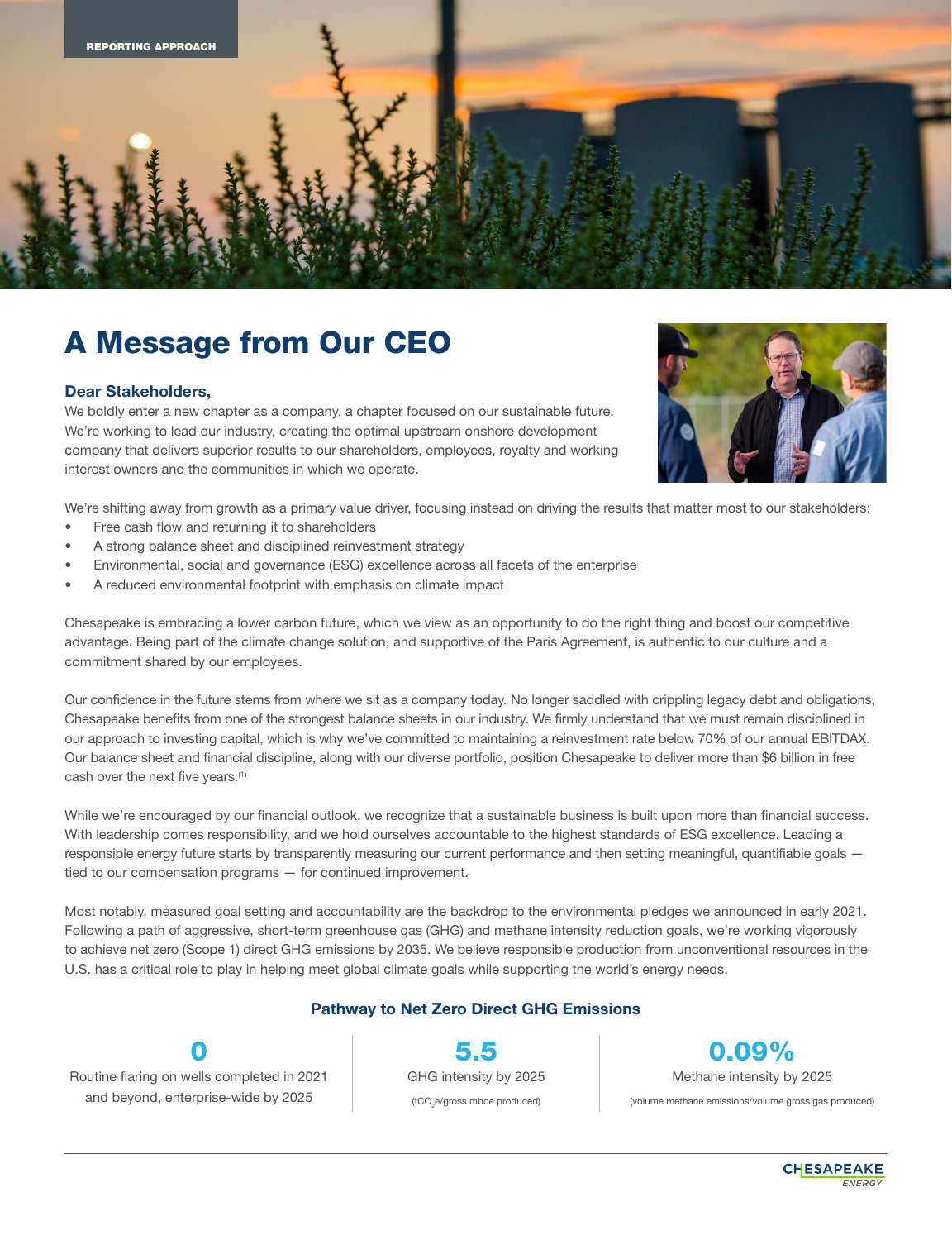REPORTING APPROACH

# A Message from Our CEO

**Dear Stakeholders,**

We boldly enter a new chapter as a company, a chapter focused on our sustainable future. We're working to lead our industry, creating the optimal upstream onshore development company that delivers superior results to our shareholders, employees, royalty and working interest owners and the communities in which we operate.

We're shifting away from growth as a primary value driver, focusing instead on driving the results that matter most to our stakeholders:

- Free cash flow and returning it to shareholders
- A strong balance sheet and disciplined reinvestment strategy
- Environmental, social and governance (ESG) excellence across all facets of the enterprise
- A reduced environmental footprint with emphasis on climate impact

Chesapeake is embracing a lower carbon future, which we view as an opportunity to do the right thing and boost our competitive advantage. Being part of the climate change solution, and supportive of the Paris Agreement, is authentic to our culture and a commitment shared by our employees.

Our confidence in the future stems from where we sit as a company today. No longer saddled with crippling legacy debt and obligations, Chesapeake benefits from one of the strongest balance sheets in our industry. We firmly understand that we must remain disciplined in our approach to investing capital, which is why we've committed to maintaining a reinvestment rate below 70% of our annual EBITDAX. Our balance sheet and financial discipline, along with our diverse portfolio, position Chesapeake to deliver more than $6 billion in free cash over the next five years.(1)

While we're encouraged by our financial outlook, we recognize that a sustainable business is built upon more than financial success. With leadership comes responsibility, and we hold ourselves accountable to the highest standards of ESG excellence. Leading a responsible energy future starts by transparently measuring our current performance and then setting meaningful, quantifiable goals — tied to our compensation programs — for continued improvement.

Most notably, measured goal setting and accountability are the backdrop to the environmental pledges we announced in early 2021. Following a path of aggressive, short-term greenhouse gas (GHG) and methane intensity reduction goals, we're working vigorously to achieve net zero (Scope 1) direct GHG emissions by 2035. We believe responsible production from unconventional resources in the U.S. has a critical role to play in helping meet global climate goals while supporting the world's energy needs.

### Pathway to Net Zero Direct GHG Emissions

| 0 | 5.5 | 0.09% |
|---|---|---|
| Routine flaring on wells completed in 2021 and beyond, enterprise-wide by 2025 | GHG intensity by 2025 ($tCO_2e$/gross mboe produced) | Methane intensity by 2025 (volume methane emissions/volume gross gas produced) |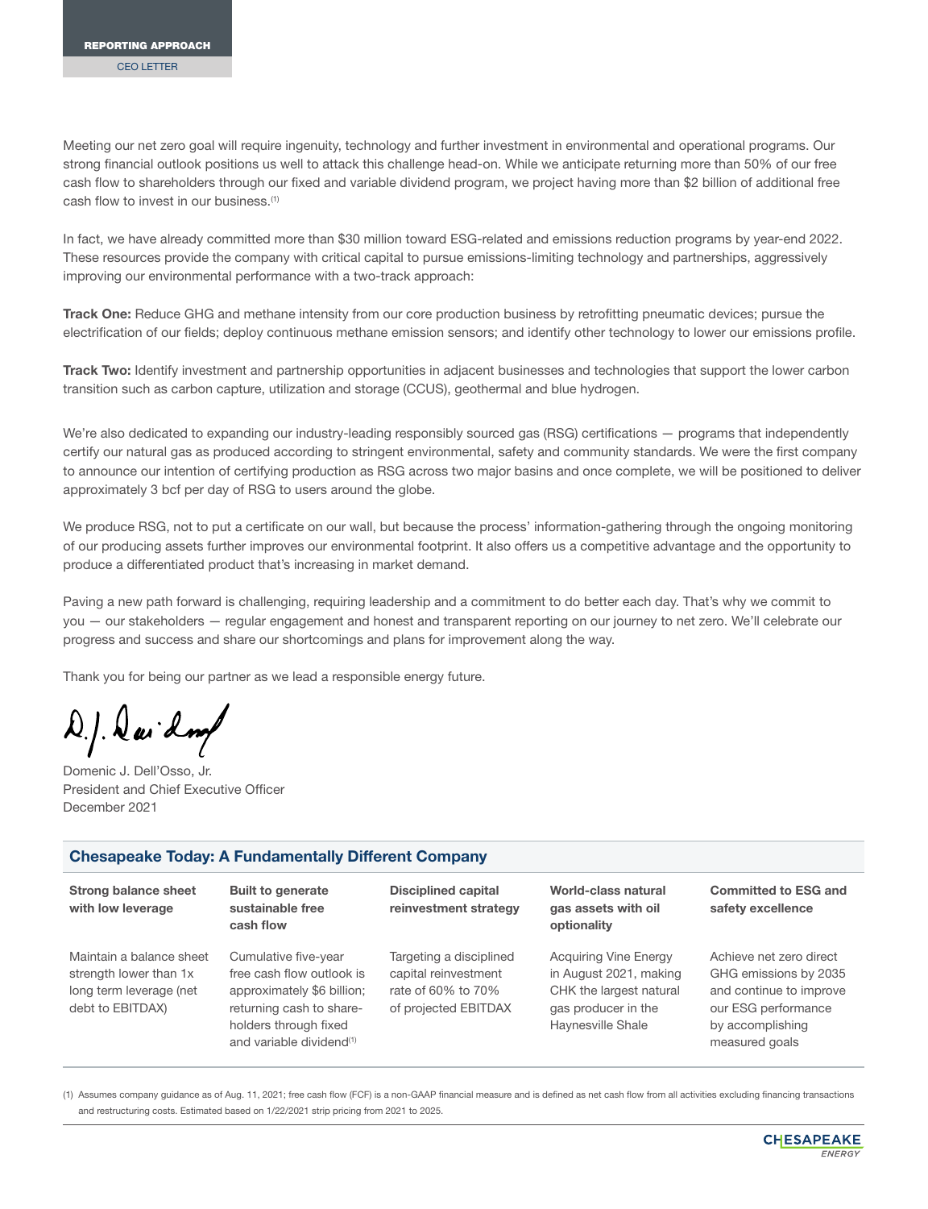Meeting our net zero goal will require ingenuity, technology and further investment in environmental and operational programs. Our strong financial outlook positions us well to attack this challenge head-on. While we anticipate returning more than 50% of our free cash flow to shareholders through our fixed and variable dividend program, we project having more than $2 billion of additional free cash flow to invest in our business.[1]

In fact, we have already committed more than $30 million toward ESG-related and emissions reduction programs by year-end 2022. These resources provide the company with critical capital to pursue emissions-limiting technology and partnerships, aggressively improving our environmental performance with a two-track approach:

**Track One:** Reduce GHG and methane intensity from our core production business by retrofitting pneumatic devices; pursue the electrification of our fields; deploy continuous methane emission sensors; and identify other technology to lower our emissions profile.

**Track Two:** Identify investment and partnership opportunities in adjacent businesses and technologies that support the lower carbon transition such as carbon capture, utilization and storage (CCUS), geothermal and blue hydrogen.

We're also dedicated to expanding our industry-leading responsibly sourced gas (RSG) certifications — programs that independently certify our natural gas as produced according to stringent environmental, safety and community standards. We were the first company to announce our intention of certifying production as RSG across two major basins and once complete, we will be positioned to deliver approximately 3 bcf per day of RSG to users around the globe.

We produce RSG, not to put a certificate on our wall, but because the process' information-gathering through the ongoing monitoring of our producing assets further improves our environmental footprint. It also offers us a competitive advantage and the opportunity to produce a differentiated product that's increasing in market demand.

Paving a new path forward is challenging, requiring leadership and a commitment to do better each day. That's why we commit to you — our stakeholders — regular engagement and honest and transparent reporting on our journey to net zero. We'll celebrate our progress and success and share our shortcomings and plans for improvement along the way.

Thank you for being our partner as we lead a responsible energy future.

Domenic J. Dell'Osso, Jr.
President and Chief Executive Officer
December 2021

## Chesapeake Today: A Fundamentally Different Company

| Strong balance sheet with low leverage | Built to generate sustainable free cash flow | Disciplined capital reinvestment strategy | World-class natural gas assets with oil optionality | Committed to ESG and safety excellence |
|---|---|---|---|---|
| Maintain a balance sheet strength lower than 1x long term leverage (net debt to EBITDAX) | Cumulative five-year free cash flow outlook is approximately $6 billion; returning cash to shareholders through fixed and variable dividend[1] | Targeting a disciplined capital reinvestment rate of 60% to 70% of projected EBITDAX | Acquiring Vine Energy in August 2021, making CHK the largest natural gas producer in the Haynesville Shale | Achieve net zero direct GHG emissions by 2035 and continue to improve our ESG performance by accomplishing measured goals |

(1) Assumes company guidance as of Aug. 11, 2021; free cash flow (FCF) is a non-GAAP financial measure and is defined as net cash flow from all activities excluding financing transactions and restructuring costs. Estimated based on 1/22/2021 strip pricing from 2021 to 2025.